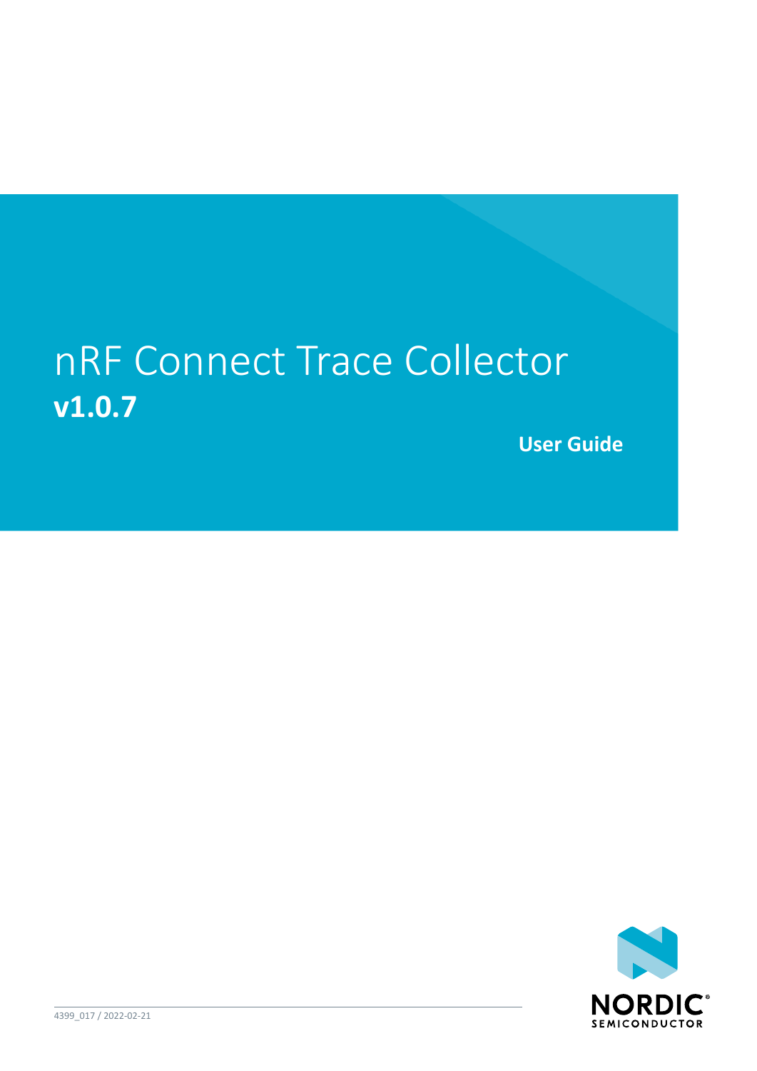# nRF Connect Trace Collector

**v1.0.7**

**User Guide**

4399_017 / 2022-02-21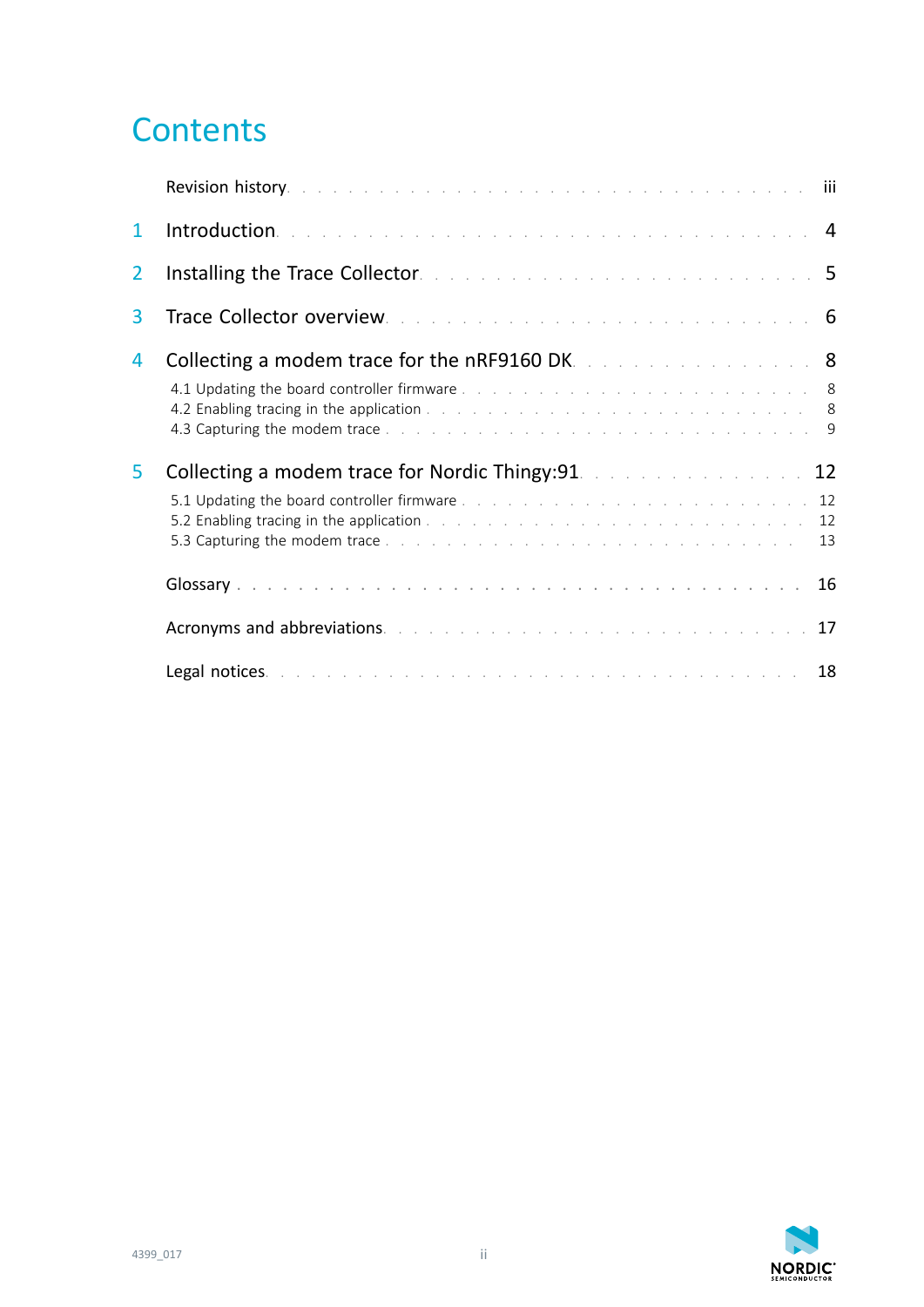# Contents

Revision history . . . . . . . . . . . . . . . . . . . . . . . . . . . . . . iii

1 Introduction . . . . . . . . . . . . . . . . . . . . . . . . . . . . . . 4

2 Installing the Trace Collector . . . . . . . . . . . . . . . . . . . . . . . . 5

3 Trace Collector overview . . . . . . . . . . . . . . . . . . . . . . . . . 6

4 Collecting a modem trace for the nRF9160 DK . . . . . . . . . . . . . . . . 8

4.1 Updating the board controller firmware . . . . . . . . . . . . . . . . . . . . 8
4.2 Enabling tracing in the application . . . . . . . . . . . . . . . . . . . . . . 8
4.3 Capturing the modem trace . . . . . . . . . . . . . . . . . . . . . . . . . 9

5 Collecting a modem trace for Nordic Thingy:91 . . . . . . . . . . . . . . . 12

5.1 Updating the board controller firmware . . . . . . . . . . . . . . . . . . . . 12
5.2 Enabling tracing in the application . . . . . . . . . . . . . . . . . . . . . . 12
5.3 Capturing the modem trace . . . . . . . . . . . . . . . . . . . . . . . . . 13

Glossary . . . . . . . . . . . . . . . . . . . . . . . . . . . . . . . . 16

Acronyms and abbreviations . . . . . . . . . . . . . . . . . . . . . . . . 17

Legal notices . . . . . . . . . . . . . . . . . . . . . . . . . . . . . . 18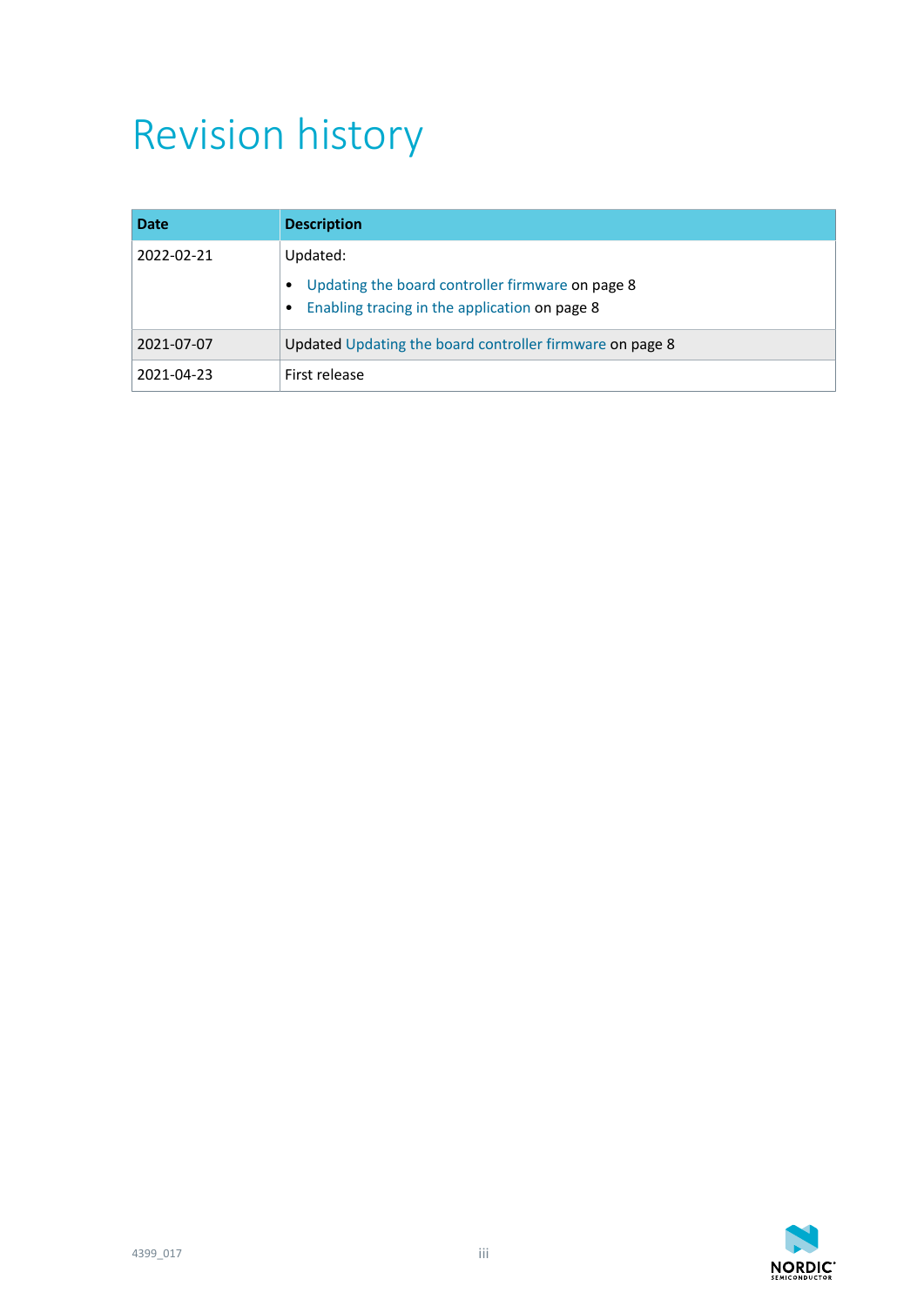# Revision history

| Date | Description |
|---|---|
| 2022-02-21 | Updated: <br>• Updating the board controller firmware on page 8<br>• Enabling tracing in the application on page 8 |
| 2021-07-07 | Updated Updating the board controller firmware on page 8 |
| 2021-04-23 | First release |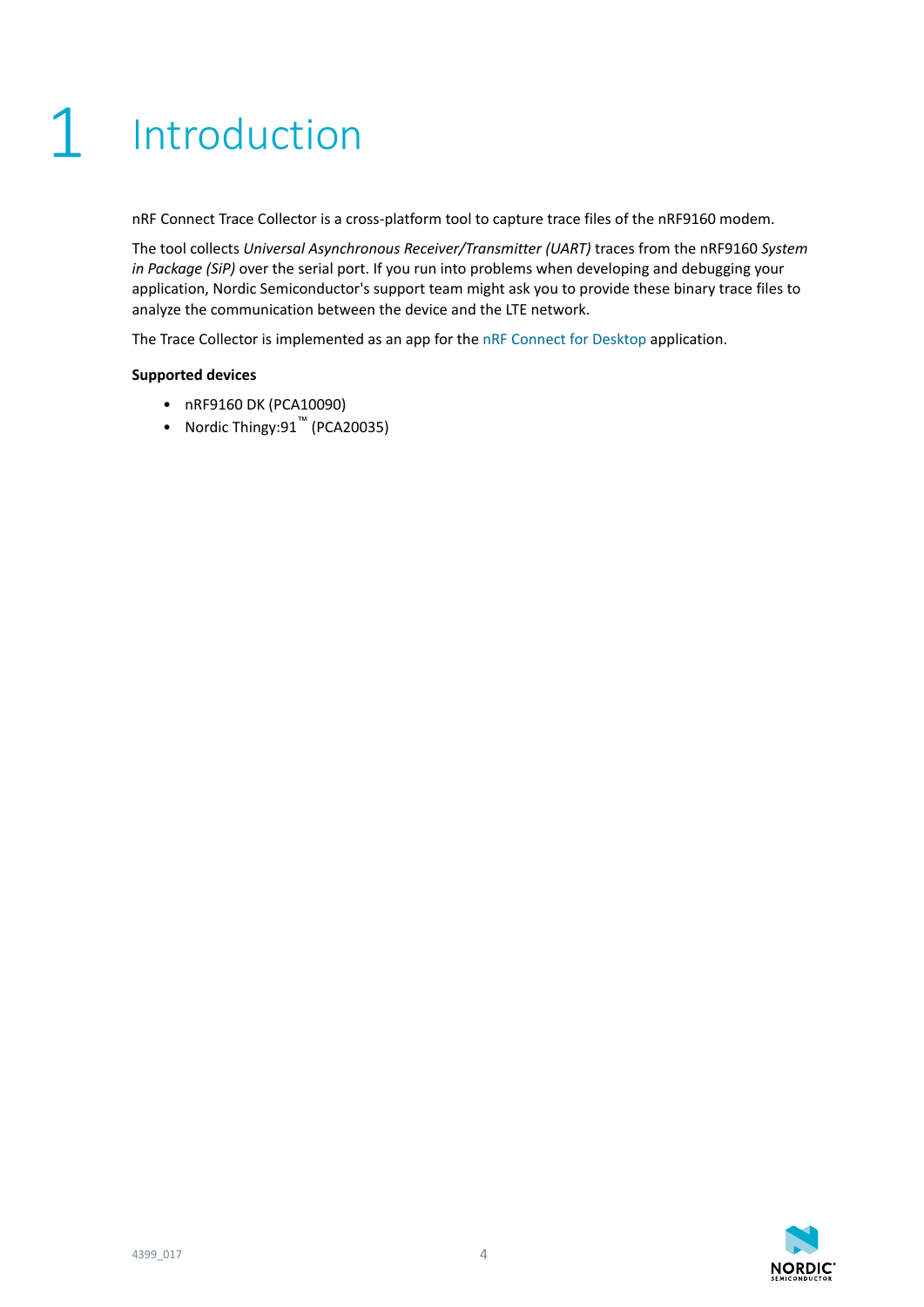# 1 Introduction

nRF Connect Trace Collector is a cross-platform tool to capture trace files of the nRF9160 modem.

The tool collects *Universal Asynchronous Receiver/Transmitter (UART)* traces from the nRF9160 *System in Package (SiP)* over the serial port. If you run into problems when developing and debugging your application, Nordic Semiconductor's support team might ask you to provide these binary trace files to analyze the communication between the device and the LTE network.

The Trace Collector is implemented as an app for the nRF Connect for Desktop application.

**Supported devices**

- nRF9160 DK (PCA10090)
- Nordic Thingy:91™ (PCA20035)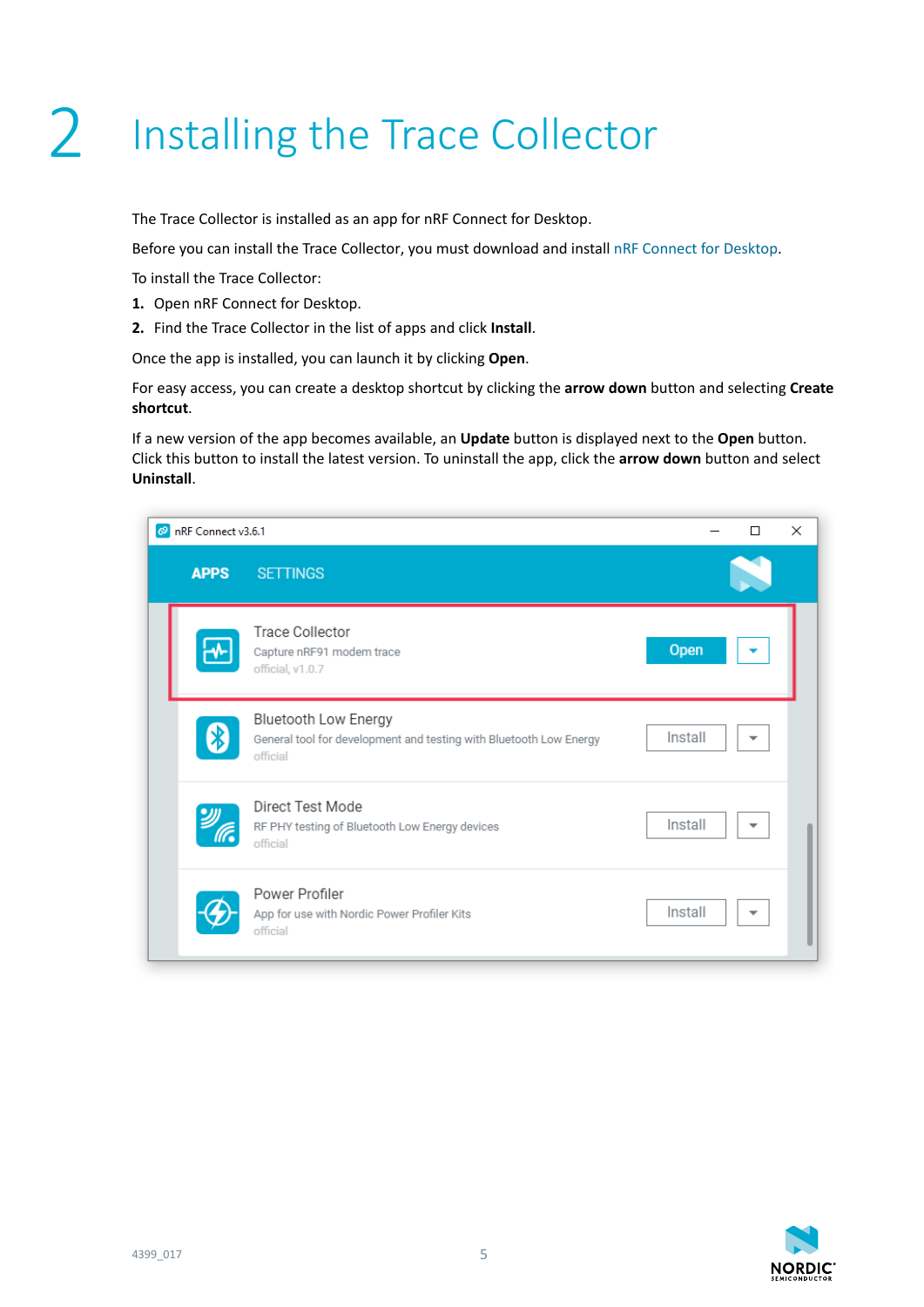# 2 Installing the Trace Collector

The Trace Collector is installed as an app for nRF Connect for Desktop.

Before you can install the Trace Collector, you must download and install nRF Connect for Desktop.

To install the Trace Collector:

1. Open nRF Connect for Desktop.
2. Find the Trace Collector in the list of apps and click **Install**.

Once the app is installed, you can launch it by clicking **Open**.

For easy access, you can create a desktop shortcut by clicking the **arrow down** button and selecting **Create shortcut**.

If a new version of the app becomes available, an **Update** button is displayed next to the **Open** button. Click this button to install the latest version. To uninstall the app, click the **arrow down** button and select **Uninstall**.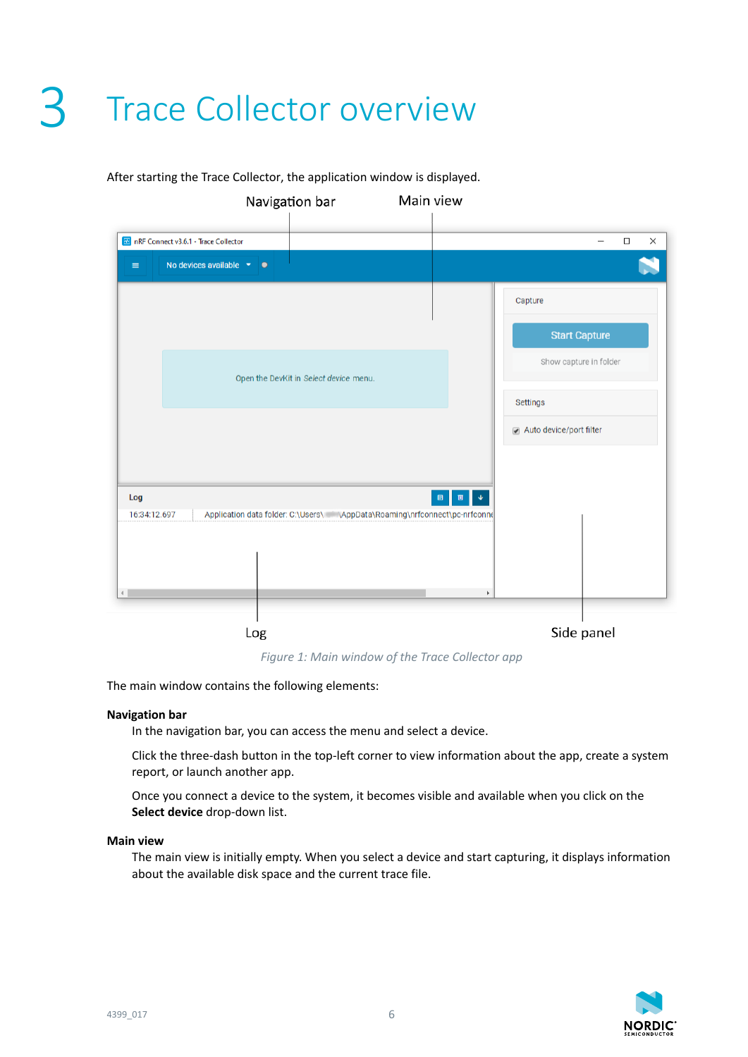# 3 Trace Collector overview

After starting the Trace Collector, the application window is displayed.

*Figure 1: Main window of the Trace Collector app*

The main window contains the following elements:

**Navigation bar**

In the navigation bar, you can access the menu and select a device.

Click the three-dash button in the top-left corner to view information about the app, create a system report, or launch another app.

Once you connect a device to the system, it becomes visible and available when you click on the **Select device** drop-down list.

**Main view**

The main view is initially empty. When you select a device and start capturing, it displays information about the available disk space and the current trace file.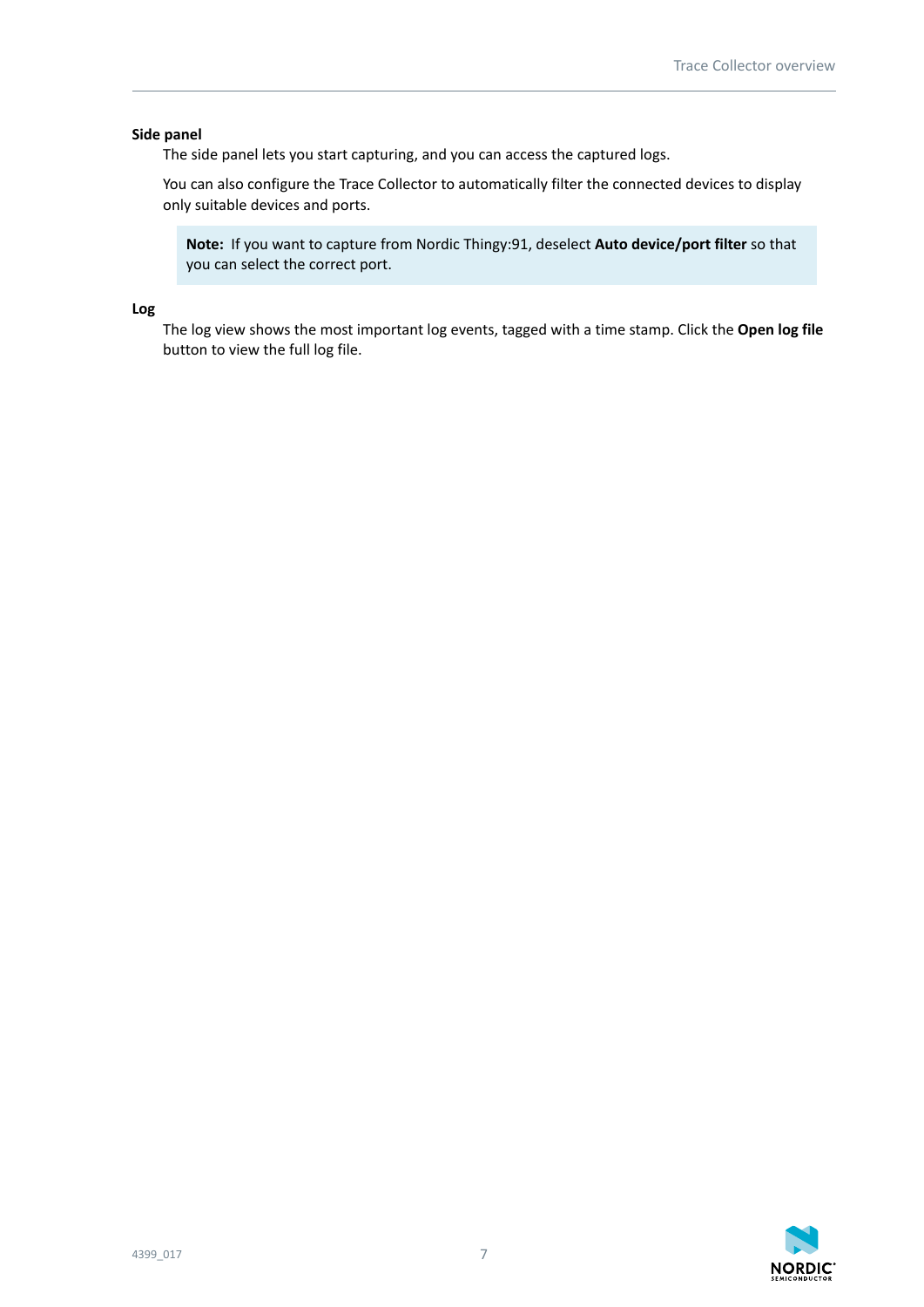**Side panel**

The side panel lets you start capturing, and you can access the captured logs.

You can also configure the Trace Collector to automatically filter the connected devices to display only suitable devices and ports.

> **Note:** If you want to capture from Nordic Thingy:91, deselect **Auto device/port filter** so that you can select the correct port.

**Log**

The log view shows the most important log events, tagged with a time stamp. Click the **Open log file** button to view the full log file.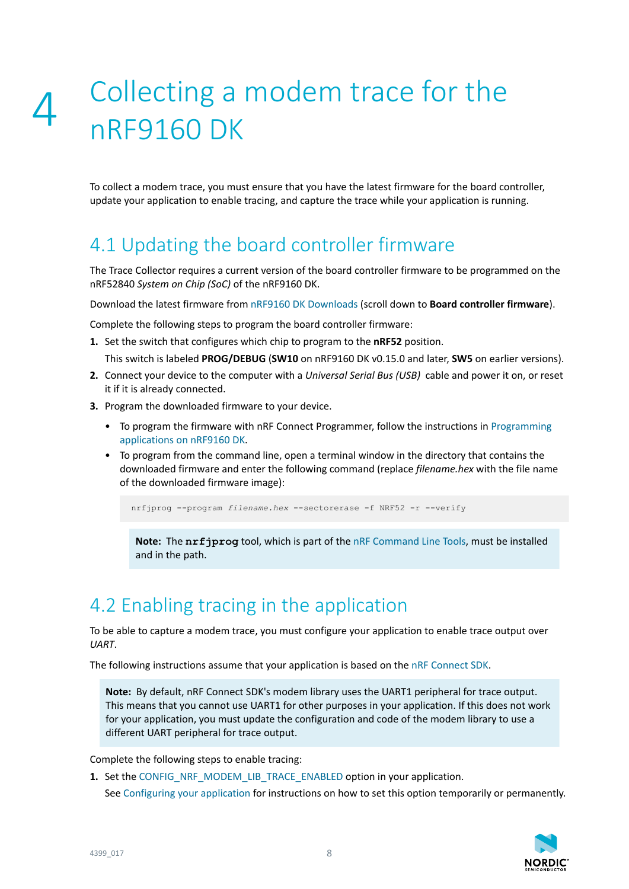# 4 Collecting a modem trace for the nRF9160 DK

To collect a modem trace, you must ensure that you have the latest firmware for the board controller, update your application to enable tracing, and capture the trace while your application is running.

## 4.1 Updating the board controller firmware

The Trace Collector requires a current version of the board controller firmware to be programmed on the nRF52840 *System on Chip (SoC)* of the nRF9160 DK.

Download the latest firmware from nRF9160 DK Downloads (scroll down to **Board controller firmware**).

Complete the following steps to program the board controller firmware:

1. Set the switch that configures which chip to program to the **nRF52** position.

   This switch is labeled **PROG/DEBUG** (**SW10** on nRF9160 DK v0.15.0 and later, **SW5** on earlier versions).
2. Connect your device to the computer with a *Universal Serial Bus (USB)* cable and power it on, or reset it if it is already connected.
3. Program the downloaded firmware to your device.
   - To program the firmware with nRF Connect Programmer, follow the instructions in Programming applications on nRF9160 DK.
   - To program from the command line, open a terminal window in the directory that contains the downloaded firmware and enter the following command (replace *filename.hex* with the file name of the downloaded firmware image):

     ```
     nrfjprog --program filename.hex --sectorerase -f NRF52 -r --verify
     ```

     **Note:** The **nrfjprog** tool, which is part of the nRF Command Line Tools, must be installed and in the path.

## 4.2 Enabling tracing in the application

To be able to capture a modem trace, you must configure your application to enable trace output over *UART*.

The following instructions assume that your application is based on the nRF Connect SDK.

> **Note:** By default, nRF Connect SDK's modem library uses the UART1 peripheral for trace output. This means that you cannot use UART1 for other purposes in your application. If this does not work for your application, you must update the configuration and code of the modem library to use a different UART peripheral for trace output.

Complete the following steps to enable tracing:

1. Set the CONFIG_NRF_MODEM_LIB_TRACE_ENABLED option in your application.

   See Configuring your application for instructions on how to set this option temporarily or permanently.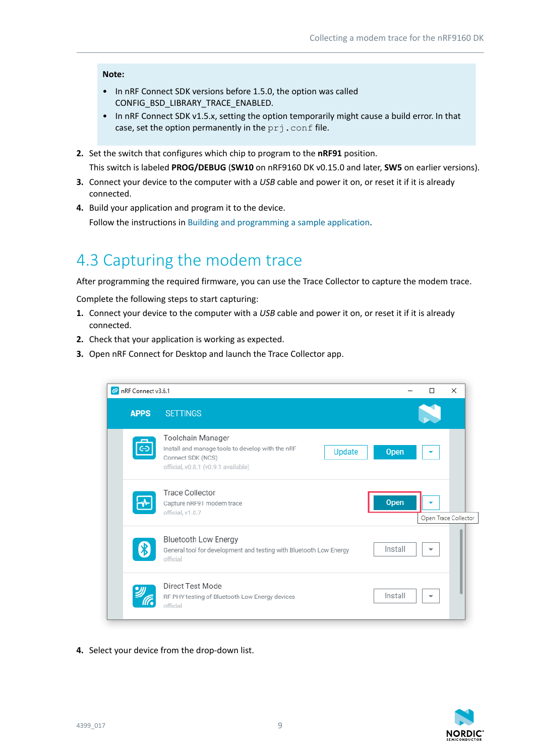**Note:**

- In nRF Connect SDK versions before 1.5.0, the option was called CONFIG_BSD_LIBRARY_TRACE_ENABLED.
- In nRF Connect SDK v1.5.x, setting the option temporarily might cause a build error. In that case, set the option permanently in the `prj.conf` file.

2. Set the switch that configures which chip to program to the **nRF91** position.

   This switch is labeled **PROG/DEBUG** (**SW10** on nRF9160 DK v0.15.0 and later, **SW5** on earlier versions).
3. Connect your device to the computer with a *USB* cable and power it on, or reset it if it is already connected.
4. Build your application and program it to the device.

   Follow the instructions in Building and programming a sample application.

## 4.3 Capturing the modem trace

After programming the required firmware, you can use the Trace Collector to capture the modem trace.

Complete the following steps to start capturing:

1. Connect your device to the computer with a *USB* cable and power it on, or reset it if it is already connected.
2. Check that your application is working as expected.
3. Open nRF Connect for Desktop and launch the Trace Collector app.

4. Select your device from the drop-down list.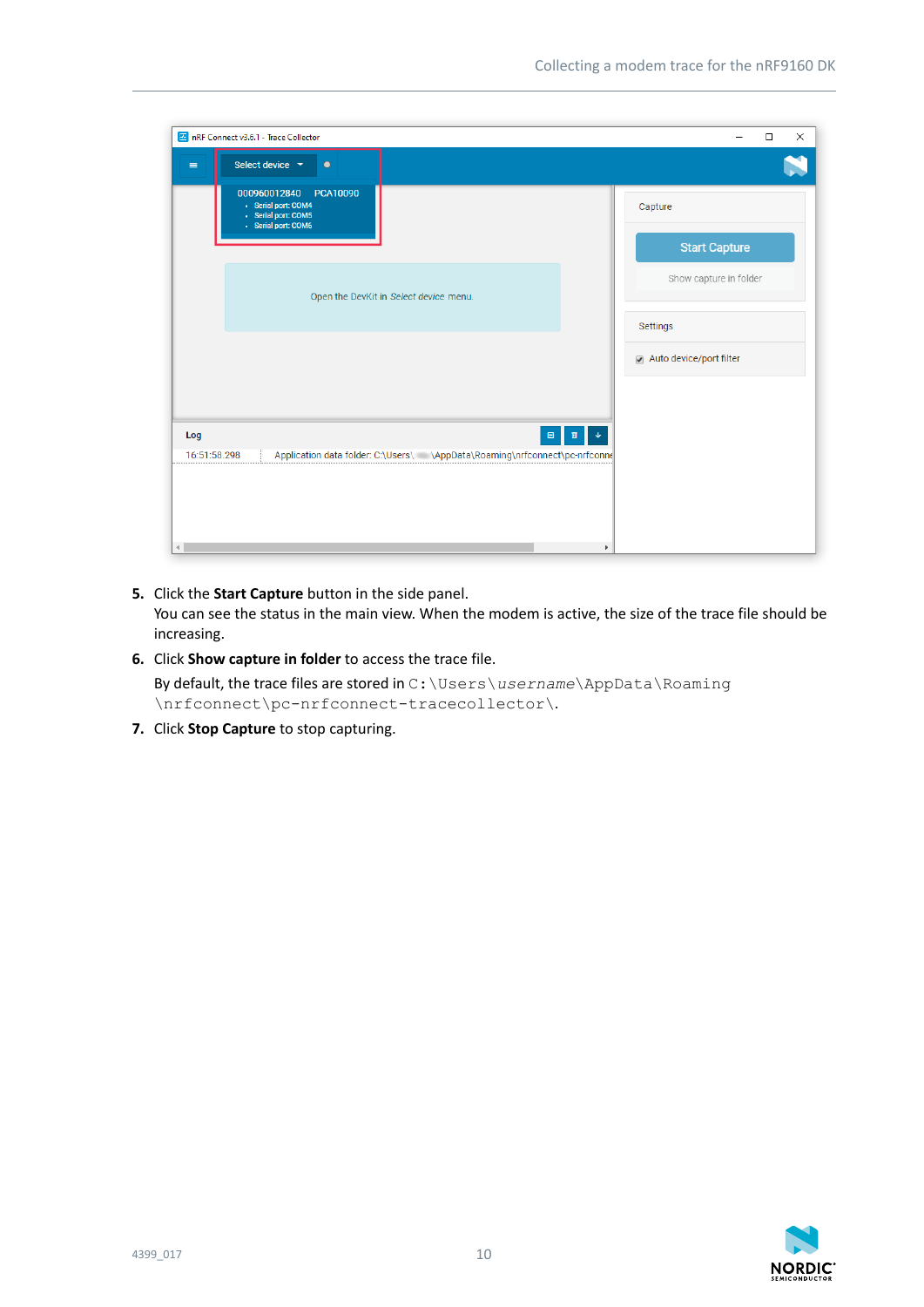5. Click the **Start Capture** button in the side panel.
   You can see the status in the main view. When the modem is active, the size of the trace file should be increasing.
6. Click **Show capture in folder** to access the trace file.

   By default, the trace files are stored in `C:\Users\username\AppData\Roaming\nrfconnect\pc-nrfconnect-tracecollector\`.
7. Click **Stop Capture** to stop capturing.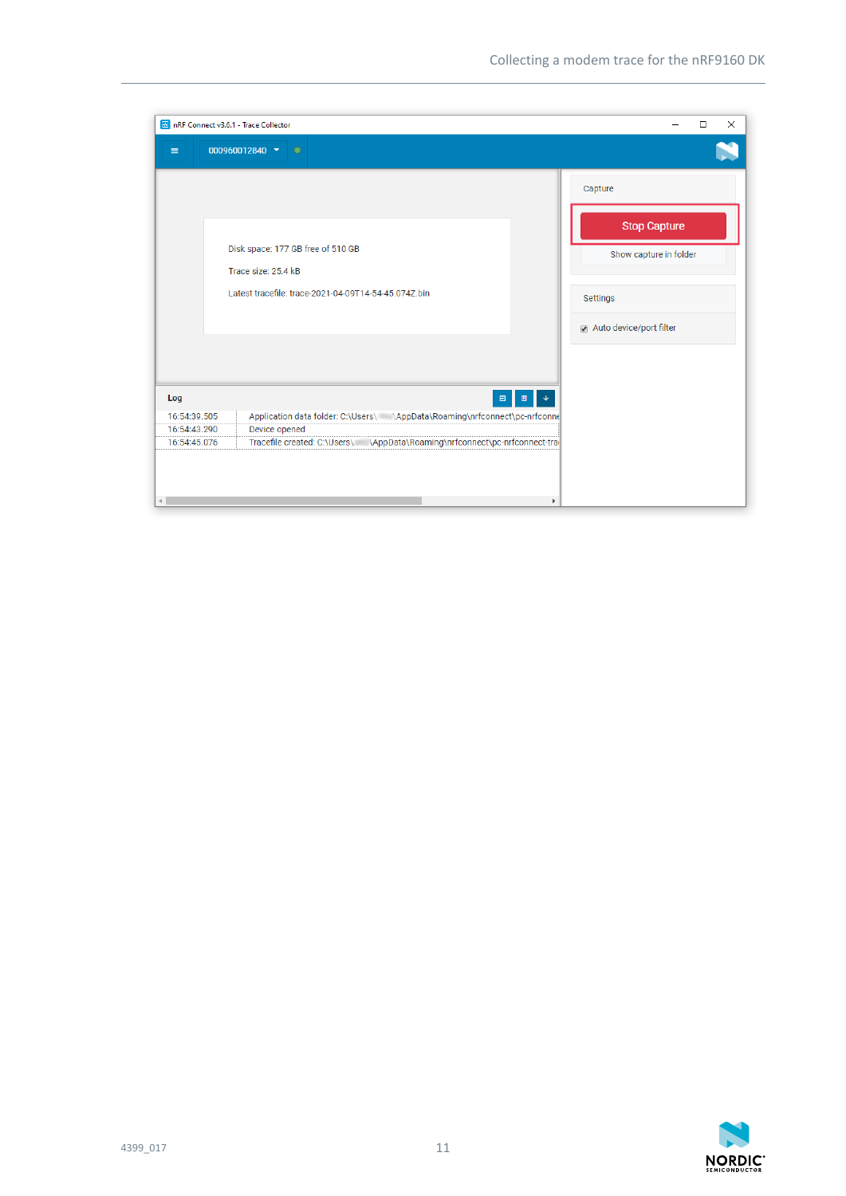nRF Connect v3.6.1 - Trace Collector

000960012840

Disk space: 177 GB free of 510 GB

Trace size: 25.4 kB

Latest tracefile: trace-2021-04-09T14-54-45.074Z.bin

Capture

Stop Capture

Show capture in folder

Settings

Auto device/port filter

Log

| | |
|---|---|
| 16:54:39.505 | Application data folder: C:\Users\ \AppData\Roaming\nrfconnect\pc-nrfconne |
| 16:54:43.290 | Device opened |
| 16:54:45.076 | Tracefile created: C:\Users\ \AppData\Roaming\nrfconnect\pc-nrfconnect-tra |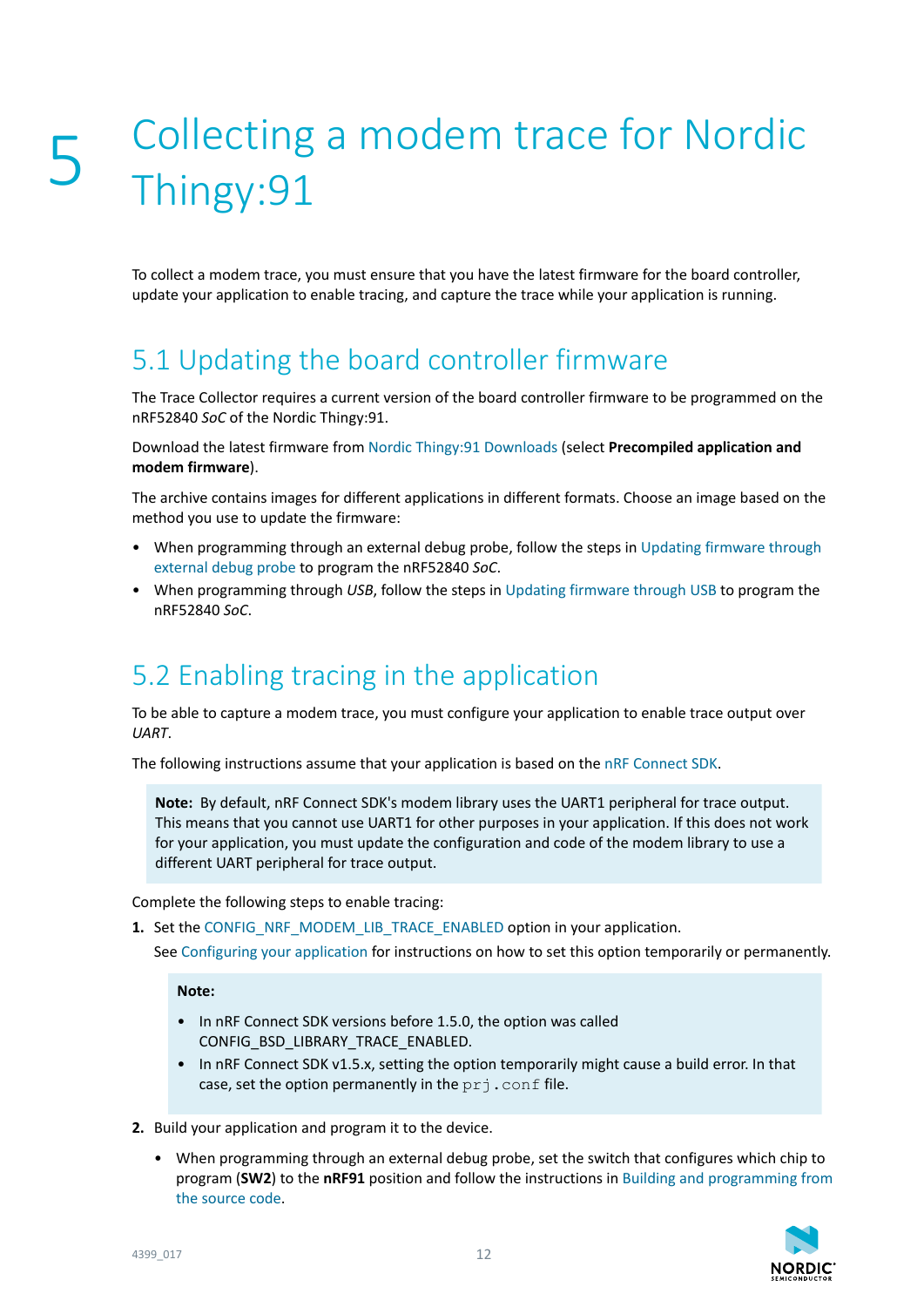# 5 Collecting a modem trace for Nordic Thingy:91

To collect a modem trace, you must ensure that you have the latest firmware for the board controller, update your application to enable tracing, and capture the trace while your application is running.

## 5.1 Updating the board controller firmware

The Trace Collector requires a current version of the board controller firmware to be programmed on the nRF52840 *SoC* of the Nordic Thingy:91.

Download the latest firmware from Nordic Thingy:91 Downloads (select **Precompiled application and modem firmware**).

The archive contains images for different applications in different formats. Choose an image based on the method you use to update the firmware:

- When programming through an external debug probe, follow the steps in Updating firmware through external debug probe to program the nRF52840 *SoC*.
- When programming through *USB*, follow the steps in Updating firmware through USB to program the nRF52840 *SoC*.

## 5.2 Enabling tracing in the application

To be able to capture a modem trace, you must configure your application to enable trace output over *UART*.

The following instructions assume that your application is based on the nRF Connect SDK.

> **Note:** By default, nRF Connect SDK's modem library uses the UART1 peripheral for trace output. This means that you cannot use UART1 for other purposes in your application. If this does not work for your application, you must update the configuration and code of the modem library to use a different UART peripheral for trace output.

Complete the following steps to enable tracing:

1. Set the CONFIG_NRF_MODEM_LIB_TRACE_ENABLED option in your application.

   See Configuring your application for instructions on how to set this option temporarily or permanently.

   > **Note:**
   >
   > - In nRF Connect SDK versions before 1.5.0, the option was called CONFIG_BSD_LIBRARY_TRACE_ENABLED.
   > - In nRF Connect SDK v1.5.x, setting the option temporarily might cause a build error. In that case, set the option permanently in the `prj.conf` file.

2. Build your application and program it to the device.

   - When programming through an external debug probe, set the switch that configures which chip to program (**SW2**) to the **nRF91** position and follow the instructions in Building and programming from the source code.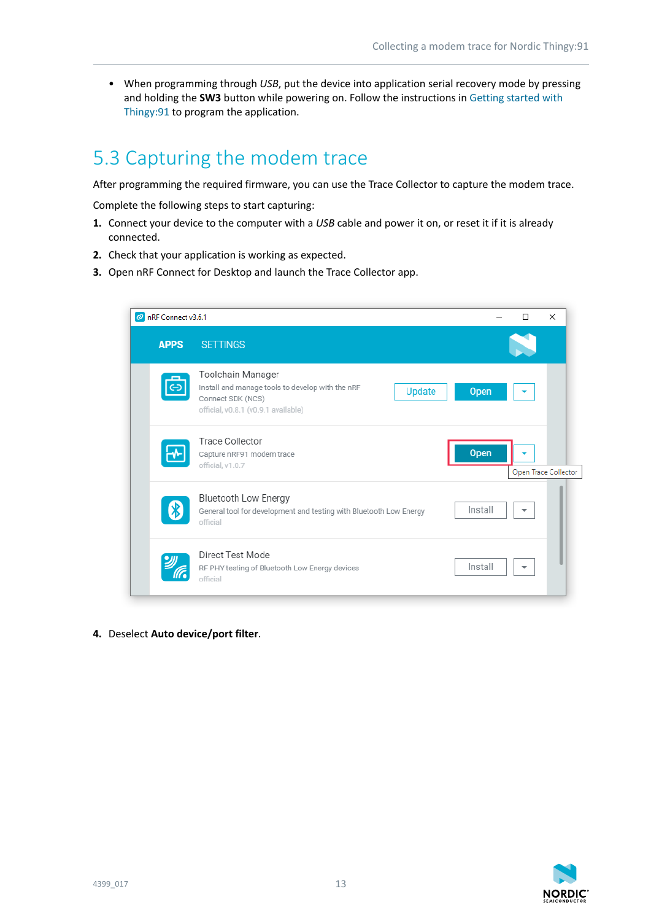- When programming through *USB*, put the device into application serial recovery mode by pressing and holding the **SW3** button while powering on. Follow the instructions in Getting started with Thingy:91 to program the application.

## 5.3 Capturing the modem trace

After programming the required firmware, you can use the Trace Collector to capture the modem trace.

Complete the following steps to start capturing:

1. Connect your device to the computer with a *USB* cable and power it on, or reset it if it is already connected.
2. Check that your application is working as expected.
3. Open nRF Connect for Desktop and launch the Trace Collector app.
4. Deselect **Auto device/port filter**.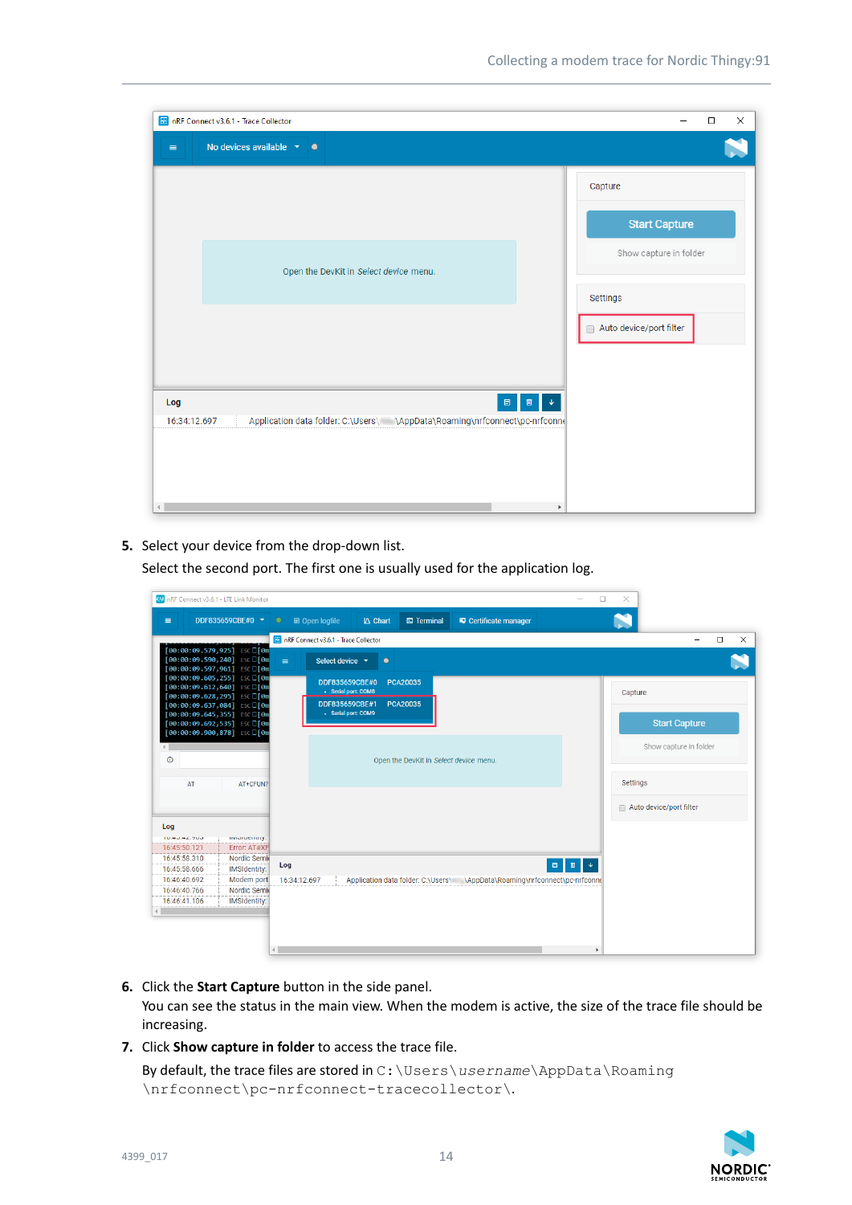5. Select your device from the drop-down list.

   Select the second port. The first one is usually used for the application log.

6. Click the **Start Capture** button in the side panel.

   You can see the status in the main view. When the modem is active, the size of the trace file should be increasing.

7. Click **Show capture in folder** to access the trace file.

   By default, the trace files are stored in `C:\Users\`*`username`*`\AppData\Roaming\nrfconnect\pc-nrfconnect-tracecollector\`.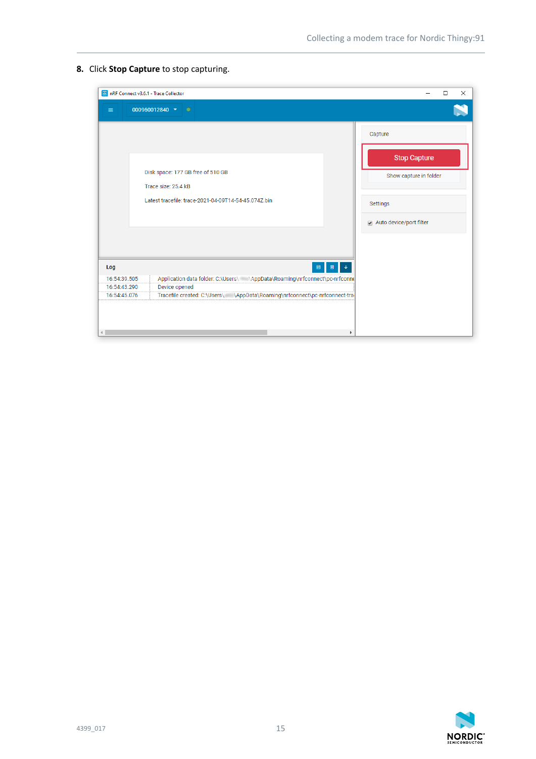8. Click **Stop Capture** to stop capturing.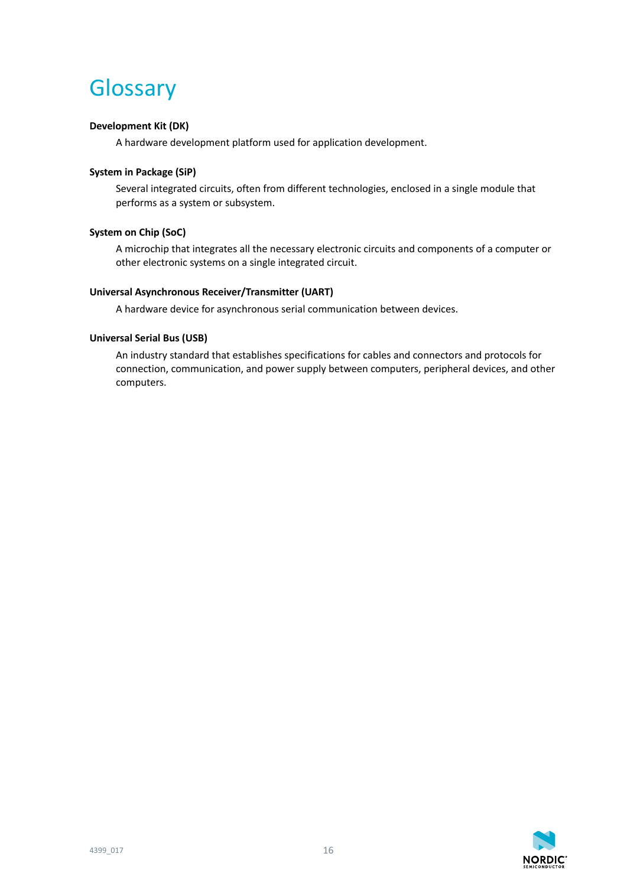# Glossary

**Development Kit (DK)**

A hardware development platform used for application development.

**System in Package (SiP)**

Several integrated circuits, often from different technologies, enclosed in a single module that performs as a system or subsystem.

**System on Chip (SoC)**

A microchip that integrates all the necessary electronic circuits and components of a computer or other electronic systems on a single integrated circuit.

**Universal Asynchronous Receiver/Transmitter (UART)**

A hardware device for asynchronous serial communication between devices.

**Universal Serial Bus (USB)**

An industry standard that establishes specifications for cables and connectors and protocols for connection, communication, and power supply between computers, peripheral devices, and other computers.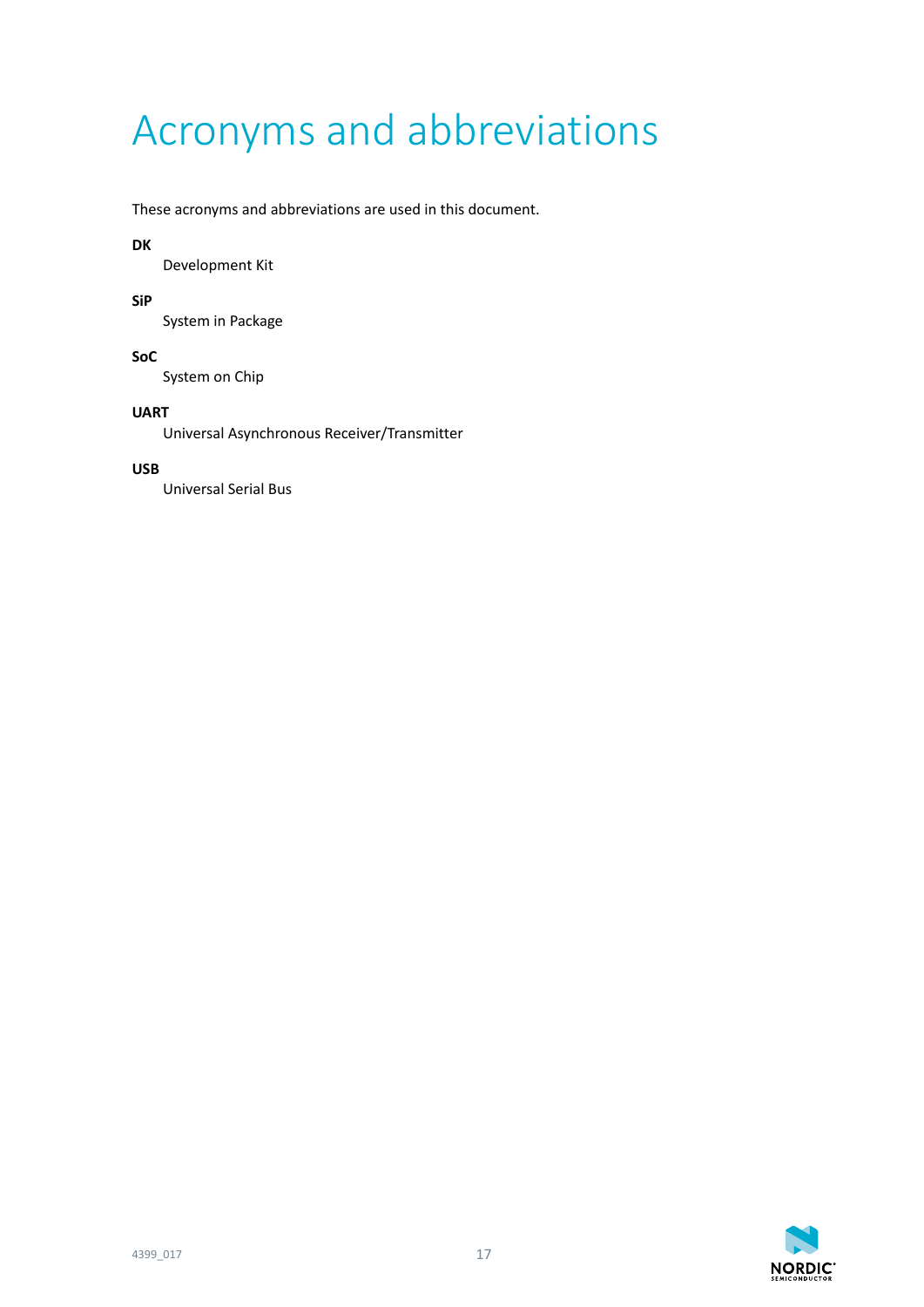# Acronyms and abbreviations

These acronyms and abbreviations are used in this document.

**DK**
Development Kit

**SiP**
System in Package

**SoC**
System on Chip

**UART**
Universal Asynchronous Receiver/Transmitter

**USB**
Universal Serial Bus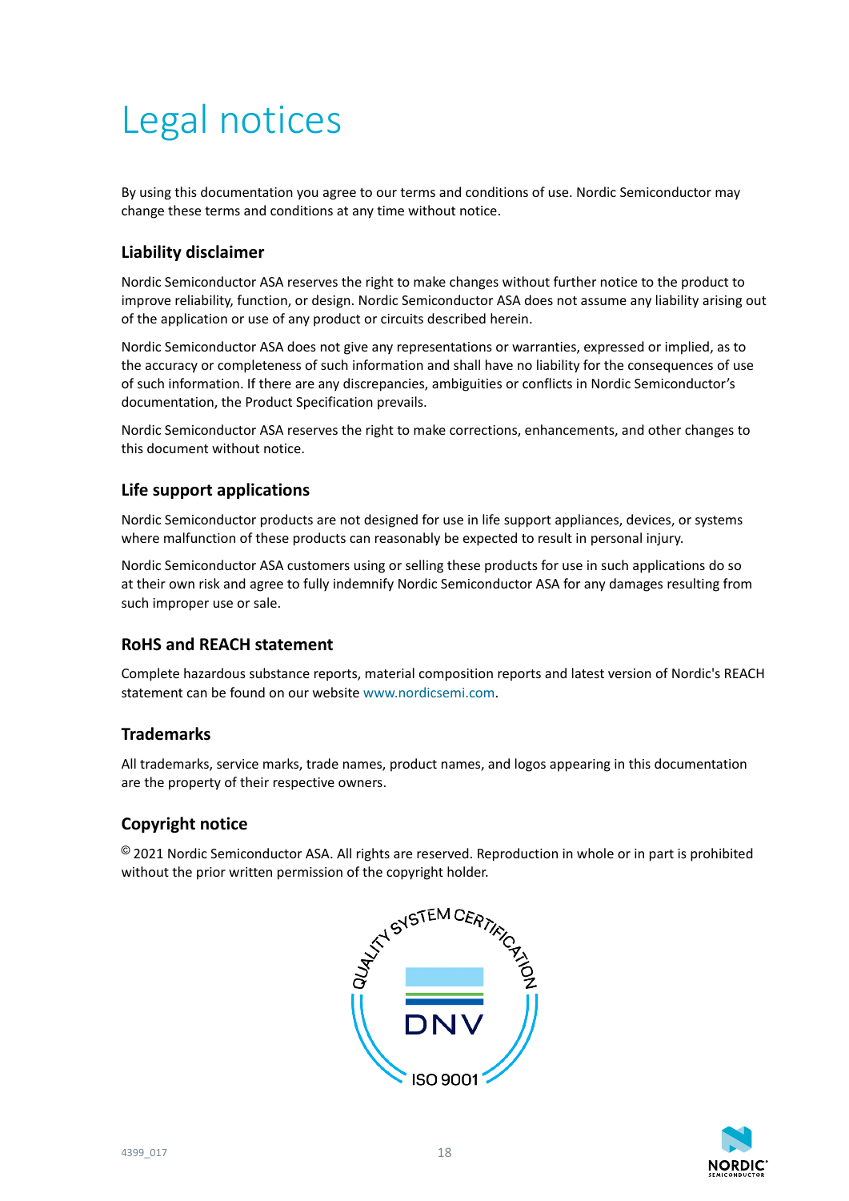# Legal notices

By using this documentation you agree to our terms and conditions of use. Nordic Semiconductor may change these terms and conditions at any time without notice.

## Liability disclaimer

Nordic Semiconductor ASA reserves the right to make changes without further notice to the product to improve reliability, function, or design. Nordic Semiconductor ASA does not assume any liability arising out of the application or use of any product or circuits described herein.

Nordic Semiconductor ASA does not give any representations or warranties, expressed or implied, as to the accuracy or completeness of such information and shall have no liability for the consequences of use of such information. If there are any discrepancies, ambiguities or conflicts in Nordic Semiconductor's documentation, the Product Specification prevails.

Nordic Semiconductor ASA reserves the right to make corrections, enhancements, and other changes to this document without notice.

## Life support applications

Nordic Semiconductor products are not designed for use in life support appliances, devices, or systems where malfunction of these products can reasonably be expected to result in personal injury.

Nordic Semiconductor ASA customers using or selling these products for use in such applications do so at their own risk and agree to fully indemnify Nordic Semiconductor ASA for any damages resulting from such improper use or sale.

## RoHS and REACH statement

Complete hazardous substance reports, material composition reports and latest version of Nordic's REACH statement can be found on our website www.nordicsemi.com.

## Trademarks

All trademarks, service marks, trade names, product names, and logos appearing in this documentation are the property of their respective owners.

## Copyright notice

© 2021 Nordic Semiconductor ASA. All rights are reserved. Reproduction in whole or in part is prohibited without the prior written permission of the copyright holder.

QUALITY SYSTEM CERTIFICATION

DNV

ISO 9001